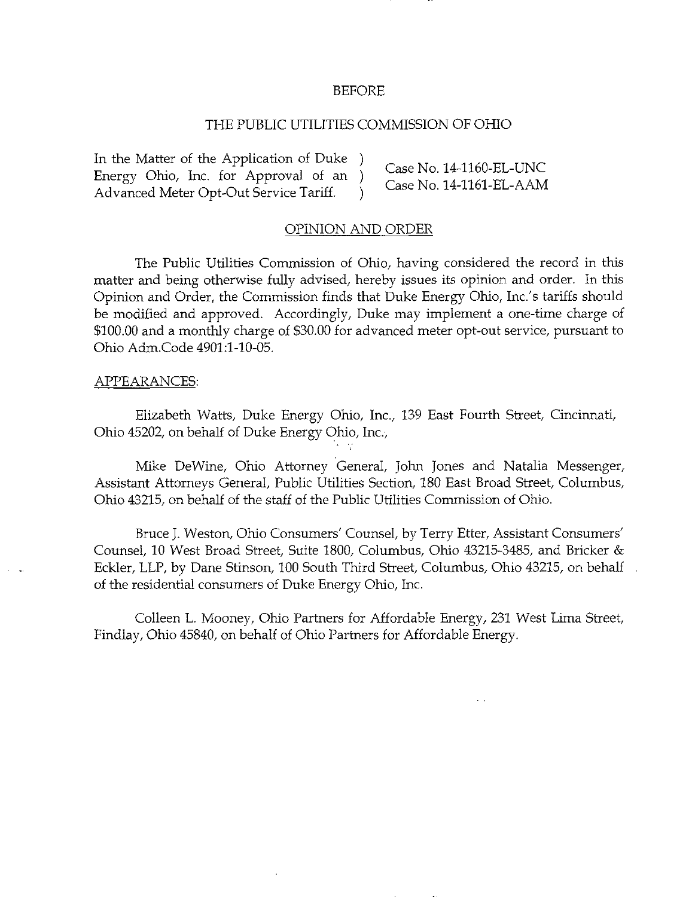BEFORE

THE PUBLIC UTILITIES COMMISSION OF OHIO

| | |
|---|---|
| In the Matter of the Application of Duke Energy Ohio, Inc. for Approval of an Advanced Meter Opt-Out Service Tariff. | Case No. 14-1160-EL-UNC<br>Case No. 14-1161-EL-AAM |

OPINION AND ORDER

The Public Utilities Commission of Ohio, having considered the record in this matter and being otherwise fully advised, hereby issues its opinion and order. In this Opinion and Order, the Commission finds that Duke Energy Ohio, Inc.'s tariffs should be modified and approved. Accordingly, Duke may implement a one-time charge of $100.00 and a monthly charge of $30.00 for advanced meter opt-out service, pursuant to Ohio Adm.Code 4901:1-10-05.

APPEARANCES:

Elizabeth Watts, Duke Energy Ohio, Inc., 139 East Fourth Street, Cincinnati, Ohio 45202, on behalf of Duke Energy Ohio, Inc.,

Mike DeWine, Ohio Attorney General, John Jones and Natalia Messenger, Assistant Attorneys General, Public Utilities Section, 180 East Broad Street, Columbus, Ohio 43215, on behalf of the staff of the Public Utilities Commission of Ohio.

Bruce J. Weston, Ohio Consumers' Counsel, by Terry Etter, Assistant Consumers' Counsel, 10 West Broad Street, Suite 1800, Columbus, Ohio 43215-3485, and Bricker & Eckler, LLP, by Dane Stinson, 100 South Third Street, Columbus, Ohio 43215, on behalf of the residential consumers of Duke Energy Ohio, Inc.

Colleen L. Mooney, Ohio Partners for Affordable Energy, 231 West Lima Street, Findlay, Ohio 45840, on behalf of Ohio Partners for Affordable Energy.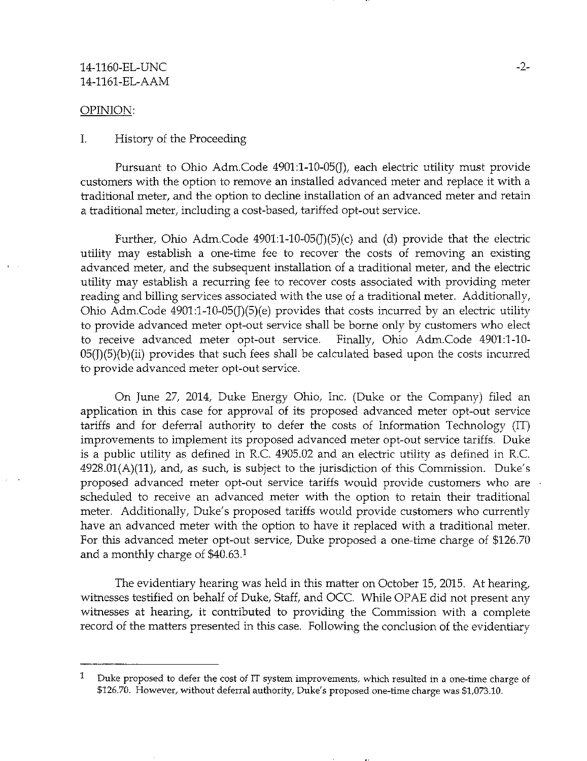14-1160-EL-UNC
14-1161-EL-AAM

OPINION:

I. History of the Proceeding

Pursuant to Ohio Adm.Code 4901:1-10-05(J), each electric utility must provide customers with the option to remove an installed advanced meter and replace it with a traditional meter, and the option to decline installation of an advanced meter and retain a traditional meter, including a cost-based, tariffed opt-out service.

Further, Ohio Adm.Code 4901:1-10-05(J)(5)(c) and (d) provide that the electric utility may establish a one-time fee to recover the costs of removing an existing advanced meter, and the subsequent installation of a traditional meter, and the electric utility may establish a recurring fee to recover costs associated with providing meter reading and billing services associated with the use of a traditional meter. Additionally, Ohio Adm.Code 4901:1-10-05(J)(5)(e) provides that costs incurred by an electric utility to provide advanced meter opt-out service shall be borne only by customers who elect to receive advanced meter opt-out service. Finally, Ohio Adm.Code 4901:1-10-05(J)(5)(b)(ii) provides that such fees shall be calculated based upon the costs incurred to provide advanced meter opt-out service.

On June 27, 2014, Duke Energy Ohio, Inc. (Duke or the Company) filed an application in this case for approval of its proposed advanced meter opt-out service tariffs and for deferral authority to defer the costs of Information Technology (IT) improvements to implement its proposed advanced meter opt-out service tariffs. Duke is a public utility as defined in R.C. 4905.02 and an electric utility as defined in R.C. 4928.01(A)(11), and, as such, is subject to the jurisdiction of this Commission. Duke's proposed advanced meter opt-out service tariffs would provide customers who are scheduled to receive an advanced meter with the option to retain their traditional meter. Additionally, Duke's proposed tariffs would provide customers who currently have an advanced meter with the option to have it replaced with a traditional meter. For this advanced meter opt-out service, Duke proposed a one-time charge of $126.70 and a monthly charge of $40.63.[1]

The evidentiary hearing was held in this matter on October 15, 2015. At hearing, witnesses testified on behalf of Duke, Staff, and OCC. While OPAE did not present any witnesses at hearing, it contributed to providing the Commission with a complete record of the matters presented in this case. Following the conclusion of the evidentiary

---

[1] Duke proposed to defer the cost of IT system improvements, which resulted in a one-time charge of $126.70. However, without deferral authority, Duke's proposed one-time charge was $1,073.10.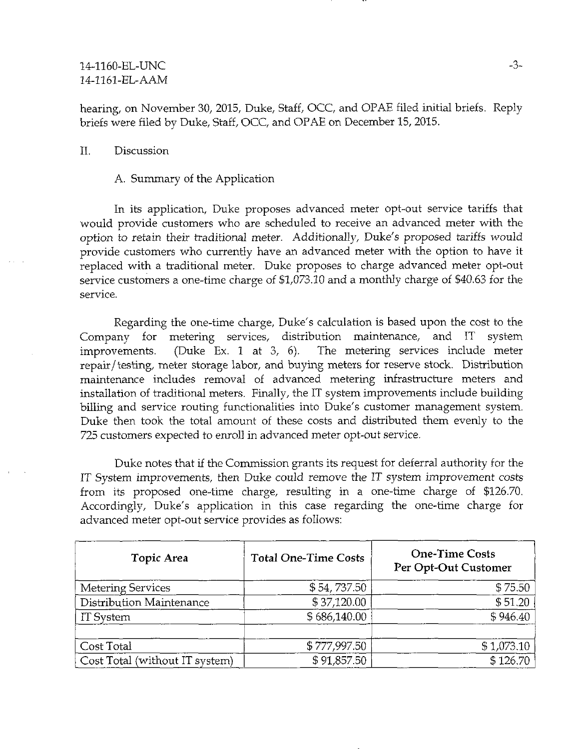hearing, on November 30, 2015, Duke, Staff, OCC, and OPAE filed initial briefs. Reply briefs were filed by Duke, Staff, OCC, and OPAE on December 15, 2015.

## II. Discussion

### A. Summary of the Application

In its application, Duke proposes advanced meter opt-out service tariffs that would provide customers who are scheduled to receive an advanced meter with the option to retain their traditional meter. Additionally, Duke's proposed tariffs would provide customers who currently have an advanced meter with the option to have it replaced with a traditional meter. Duke proposes to charge advanced meter opt-out service customers a one-time charge of $1,073.10 and a monthly charge of $40.63 for the service.

Regarding the one-time charge, Duke's calculation is based upon the cost to the Company for metering services, distribution maintenance, and IT system improvements. (Duke Ex. 1 at 3, 6). The metering services include meter repair/testing, meter storage labor, and buying meters for reserve stock. Distribution maintenance includes removal of advanced metering infrastructure meters and installation of traditional meters. Finally, the IT system improvements include building billing and service routing functionalities into Duke's customer management system. Duke then took the total amount of these costs and distributed them evenly to the 725 customers expected to enroll in advanced meter opt-out service.

Duke notes that if the Commission grants its request for deferral authority for the IT System improvements, then Duke could remove the IT system improvement costs from its proposed one-time charge, resulting in a one-time charge of $126.70. Accordingly, Duke's application in this case regarding the one-time charge for advanced meter opt-out service provides as follows:

| Topic Area | Total One-Time Costs | One-Time Costs Per Opt-Out Customer |
|---|---:|---:|
| Metering Services | $ 54, 737.50 | $ 75.50 |
| Distribution Maintenance | $ 37,120.00 | $ 51.20 |
| IT System | $ 686,140.00 | $ 946.40 |
| | | |
| Cost Total | $ 777,997.50 | $ 1,073.10 |
| Cost Total (without IT system) | $ 91,857.50 | $ 126.70 |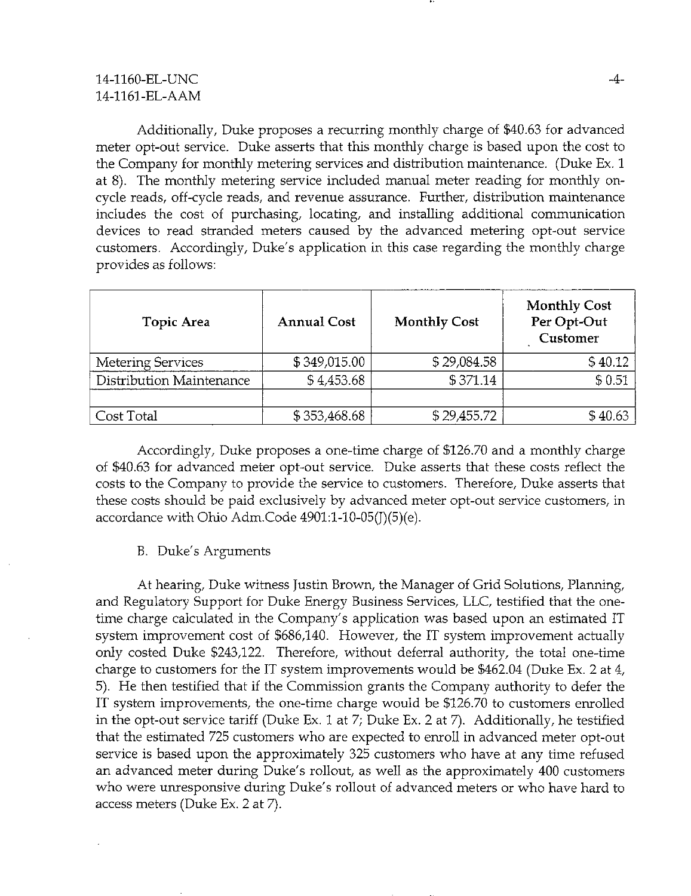Additionally, Duke proposes a recurring monthly charge of $40.63 for advanced meter opt-out service. Duke asserts that this monthly charge is based upon the cost to the Company for monthly metering services and distribution maintenance. (Duke Ex. 1 at 8). The monthly metering service included manual meter reading for monthly on-cycle reads, off-cycle reads, and revenue assurance. Further, distribution maintenance includes the cost of purchasing, locating, and installing additional communication devices to read stranded meters caused by the advanced metering opt-out service customers. Accordingly, Duke's application in this case regarding the monthly charge provides as follows:

| Topic Area | Annual Cost | Monthly Cost | Monthly Cost Per Opt-Out Customer |
|---|---|---|---|
| Metering Services | $ 349,015.00 | $ 29,084.58 | $ 40.12 |
| Distribution Maintenance | $ 4,453.68 | $ 371.14 | $ 0.51 |
| | | | |
| Cost Total | $ 353,468.68 | $ 29,455.72 | $ 40.63 |

Accordingly, Duke proposes a one-time charge of $126.70 and a monthly charge of $40.63 for advanced meter opt-out service. Duke asserts that these costs reflect the costs to the Company to provide the service to customers. Therefore, Duke asserts that these costs should be paid exclusively by advanced meter opt-out service customers, in accordance with Ohio Adm.Code 4901:1-10-05(J)(5)(e).

B. Duke's Arguments

At hearing, Duke witness Justin Brown, the Manager of Grid Solutions, Planning, and Regulatory Support for Duke Energy Business Services, LLC, testified that the one-time charge calculated in the Company's application was based upon an estimated IT system improvement cost of $686,140. However, the IT system improvement actually only costed Duke $243,122. Therefore, without deferral authority, the total one-time charge to customers for the IT system improvements would be $462.04 (Duke Ex. 2 at 4, 5). He then testified that if the Commission grants the Company authority to defer the IT system improvements, the one-time charge would be $126.70 to customers enrolled in the opt-out service tariff (Duke Ex. 1 at 7; Duke Ex. 2 at 7). Additionally, he testified that the estimated 725 customers who are expected to enroll in advanced meter opt-out service is based upon the approximately 325 customers who have at any time refused an advanced meter during Duke's rollout, as well as the approximately 400 customers who were unresponsive during Duke's rollout of advanced meters or who have hard to access meters (Duke Ex. 2 at 7).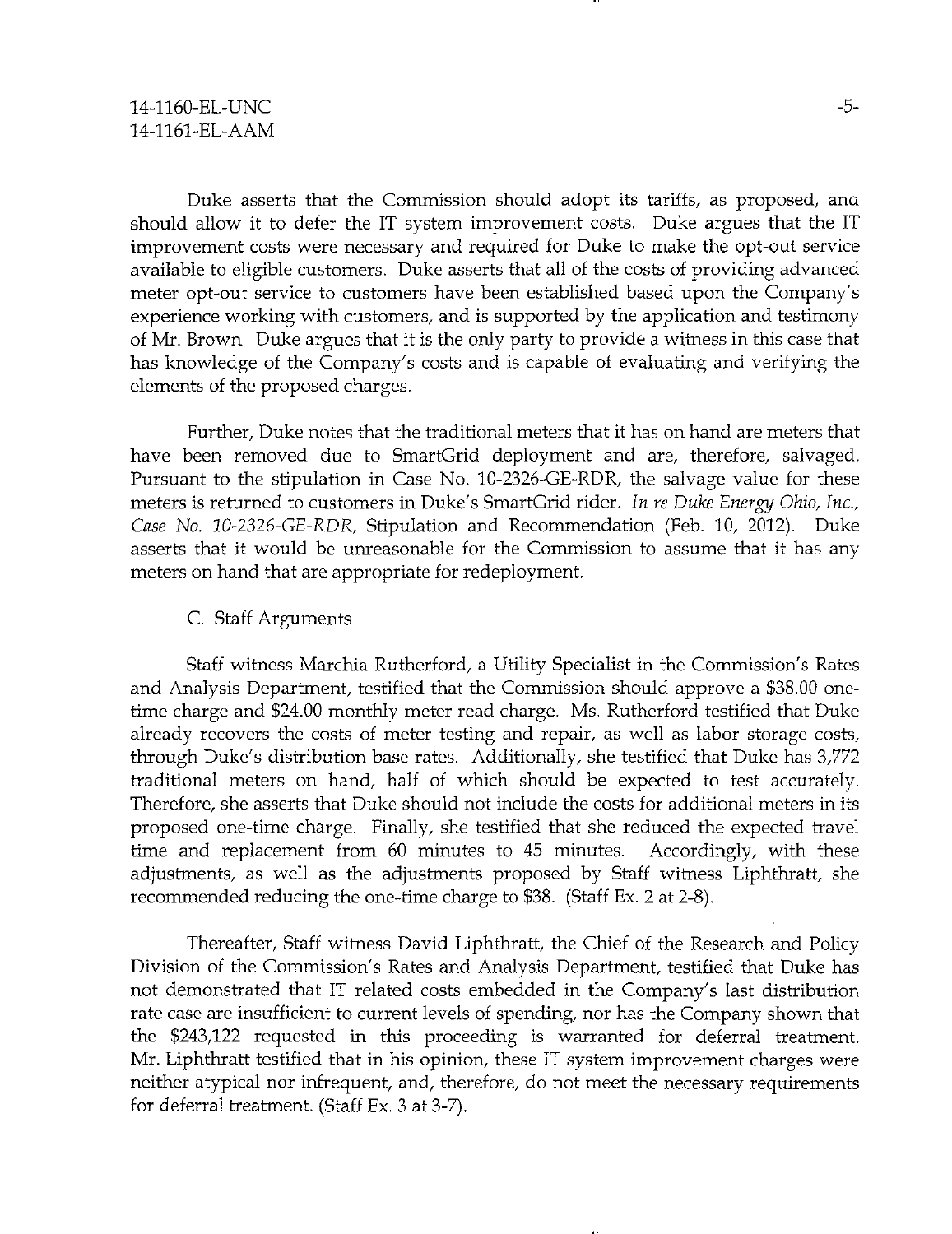Duke asserts that the Commission should adopt its tariffs, as proposed, and should allow it to defer the IT system improvement costs. Duke argues that the IT improvement costs were necessary and required for Duke to make the opt-out service available to eligible customers. Duke asserts that all of the costs of providing advanced meter opt-out service to customers have been established based upon the Company's experience working with customers, and is supported by the application and testimony of Mr. Brown. Duke argues that it is the only party to provide a witness in this case that has knowledge of the Company's costs and is capable of evaluating and verifying the elements of the proposed charges.

Further, Duke notes that the traditional meters that it has on hand are meters that have been removed due to SmartGrid deployment and are, therefore, salvaged. Pursuant to the stipulation in Case No. 10-2326-GE-RDR, the salvage value for these meters is returned to customers in Duke's SmartGrid rider. *In re Duke Energy Ohio, Inc., Case No. 10-2326-GE-RDR*, Stipulation and Recommendation (Feb. 10, 2012). Duke asserts that it would be unreasonable for the Commission to assume that it has any meters on hand that are appropriate for redeployment.

### C. Staff Arguments

Staff witness Marchia Rutherford, a Utility Specialist in the Commission's Rates and Analysis Department, testified that the Commission should approve a $38.00 one-time charge and $24.00 monthly meter read charge. Ms. Rutherford testified that Duke already recovers the costs of meter testing and repair, as well as labor storage costs, through Duke's distribution base rates. Additionally, she testified that Duke has 3,772 traditional meters on hand, half of which should be expected to test accurately. Therefore, she asserts that Duke should not include the costs for additional meters in its proposed one-time charge. Finally, she testified that she reduced the expected travel time and replacement from 60 minutes to 45 minutes. Accordingly, with these adjustments, as well as the adjustments proposed by Staff witness Liphthratt, she recommended reducing the one-time charge to $38. (Staff Ex. 2 at 2-8).

Thereafter, Staff witness David Liphthratt, the Chief of the Research and Policy Division of the Commission's Rates and Analysis Department, testified that Duke has not demonstrated that IT related costs embedded in the Company's last distribution rate case are insufficient to current levels of spending, nor has the Company shown that the $243,122 requested in this proceeding is warranted for deferral treatment. Mr. Liphthratt testified that in his opinion, these IT system improvement charges were neither atypical nor infrequent, and, therefore, do not meet the necessary requirements for deferral treatment. (Staff Ex. 3 at 3-7).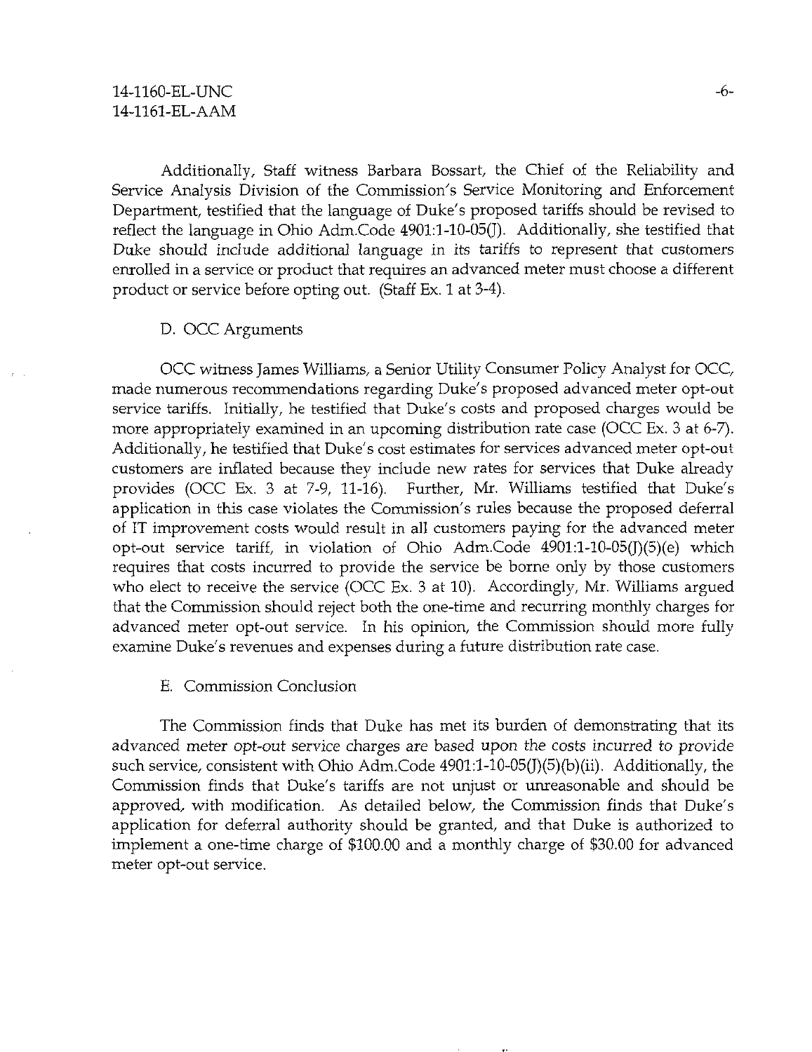Additionally, Staff witness Barbara Bossart, the Chief of the Reliability and Service Analysis Division of the Commission's Service Monitoring and Enforcement Department, testified that the language of Duke's proposed tariffs should be revised to reflect the language in Ohio Adm.Code 4901:1-10-05(J). Additionally, she testified that Duke should include additional language in its tariffs to represent that customers enrolled in a service or product that requires an advanced meter must choose a different product or service before opting out. (Staff Ex. 1 at 3-4).

### D. OCC Arguments

OCC witness James Williams, a Senior Utility Consumer Policy Analyst for OCC, made numerous recommendations regarding Duke's proposed advanced meter opt-out service tariffs. Initially, he testified that Duke's costs and proposed charges would be more appropriately examined in an upcoming distribution rate case (OCC Ex. 3 at 6-7). Additionally, he testified that Duke's cost estimates for services advanced meter opt-out customers are inflated because they include new rates for services that Duke already provides (OCC Ex. 3 at 7-9, 11-16). Further, Mr. Williams testified that Duke's application in this case violates the Commission's rules because the proposed deferral of IT improvement costs would result in all customers paying for the advanced meter opt-out service tariff, in violation of Ohio Adm.Code 4901:1-10-05(J)(5)(e) which requires that costs incurred to provide the service be borne only by those customers who elect to receive the service (OCC Ex. 3 at 10). Accordingly, Mr. Williams argued that the Commission should reject both the one-time and recurring monthly charges for advanced meter opt-out service. In his opinion, the Commission should more fully examine Duke's revenues and expenses during a future distribution rate case.

### E. Commission Conclusion

The Commission finds that Duke has met its burden of demonstrating that its advanced meter opt-out service charges are based upon the costs incurred to provide such service, consistent with Ohio Adm.Code 4901:1-10-05(J)(5)(b)(ii). Additionally, the Commission finds that Duke's tariffs are not unjust or unreasonable and should be approved, with modification. As detailed below, the Commission finds that Duke's application for deferral authority should be granted, and that Duke is authorized to implement a one-time charge of $100.00 and a monthly charge of $30.00 for advanced meter opt-out service.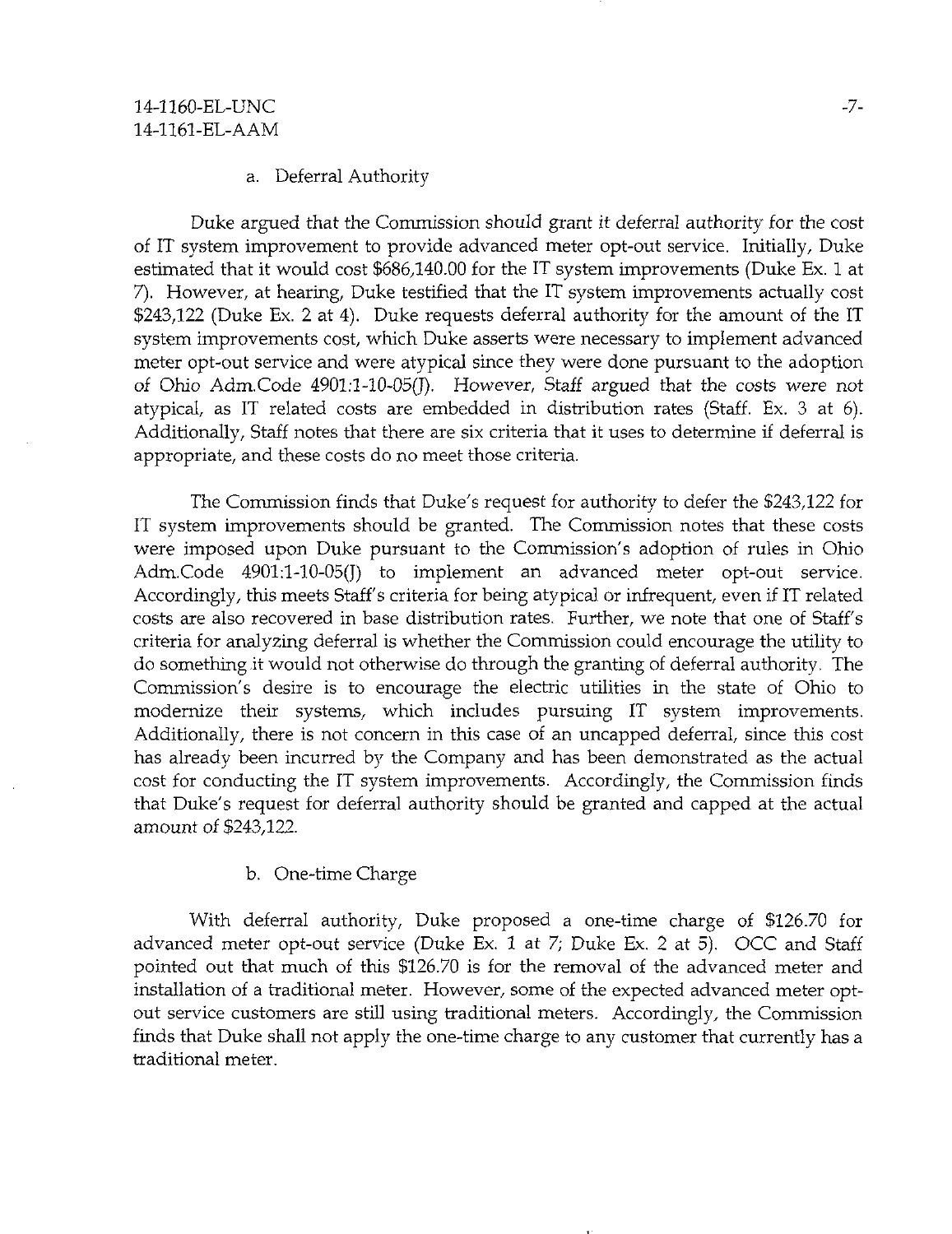a. Deferral Authority

Duke argued that the Commission should grant it deferral authority for the cost of IT system improvement to provide advanced meter opt-out service. Initially, Duke estimated that it would cost $686,140.00 for the IT system improvements (Duke Ex. 1 at 7). However, at hearing, Duke testified that the IT system improvements actually cost $243,122 (Duke Ex. 2 at 4). Duke requests deferral authority for the amount of the IT system improvements cost, which Duke asserts were necessary to implement advanced meter opt-out service and were atypical since they were done pursuant to the adoption of Ohio Adm.Code 4901:1-10-05(J). However, Staff argued that the costs were not atypical, as IT related costs are embedded in distribution rates (Staff. Ex. 3 at 6). Additionally, Staff notes that there are six criteria that it uses to determine if deferral is appropriate, and these costs do no meet those criteria.

The Commission finds that Duke's request for authority to defer the $243,122 for IT system improvements should be granted. The Commission notes that these costs were imposed upon Duke pursuant to the Commission's adoption of rules in Ohio Adm.Code 4901:1-10-05(J) to implement an advanced meter opt-out service. Accordingly, this meets Staff's criteria for being atypical or infrequent, even if IT related costs are also recovered in base distribution rates. Further, we note that one of Staff's criteria for analyzing deferral is whether the Commission could encourage the utility to do something it would not otherwise do through the granting of deferral authority. The Commission's desire is to encourage the electric utilities in the state of Ohio to modernize their systems, which includes pursuing IT system improvements. Additionally, there is not concern in this case of an uncapped deferral, since this cost has already been incurred by the Company and has been demonstrated as the actual cost for conducting the IT system improvements. Accordingly, the Commission finds that Duke's request for deferral authority should be granted and capped at the actual amount of $243,122.

b. One-time Charge

With deferral authority, Duke proposed a one-time charge of $126.70 for advanced meter opt-out service (Duke Ex. 1 at 7; Duke Ex. 2 at 5). OCC and Staff pointed out that much of this $126.70 is for the removal of the advanced meter and installation of a traditional meter. However, some of the expected advanced meter opt-out service customers are still using traditional meters. Accordingly, the Commission finds that Duke shall not apply the one-time charge to any customer that currently has a traditional meter.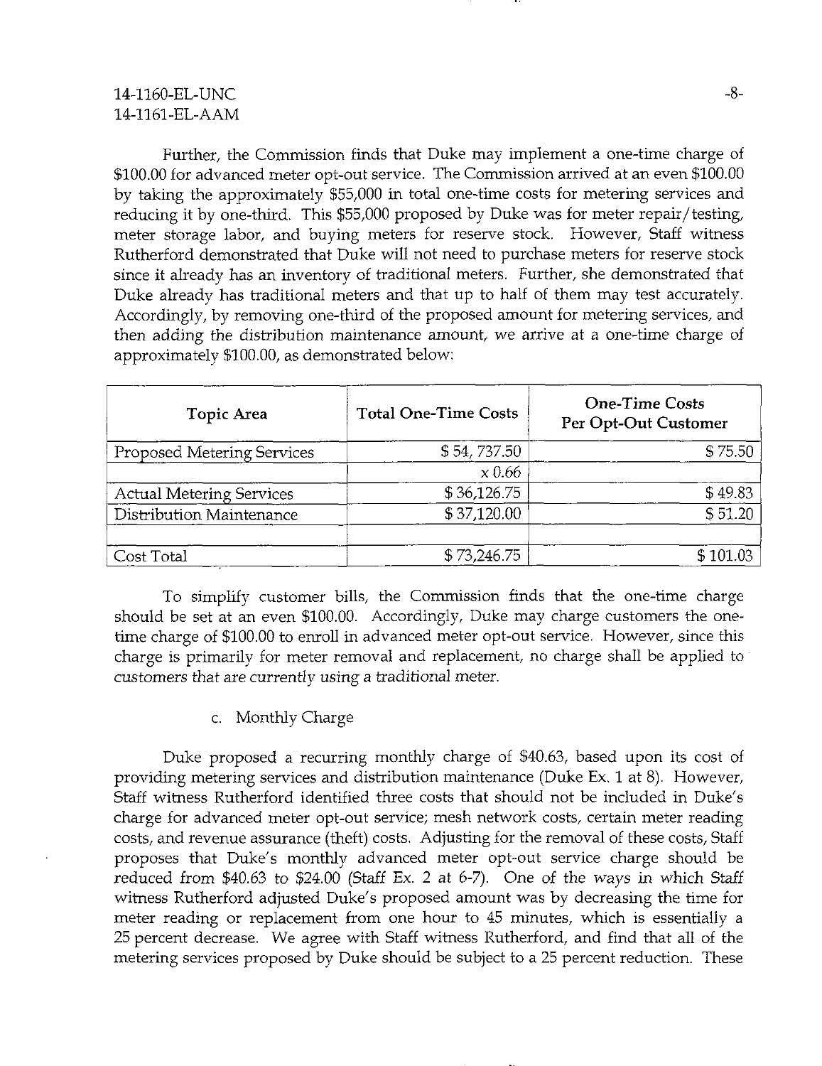Further, the Commission finds that Duke may implement a one-time charge of $100.00 for advanced meter opt-out service. The Commission arrived at an even $100.00 by taking the approximately $55,000 in total one-time costs for metering services and reducing it by one-third. This $55,000 proposed by Duke was for meter repair/testing, meter storage labor, and buying meters for reserve stock. However, Staff witness Rutherford demonstrated that Duke will not need to purchase meters for reserve stock since it already has an inventory of traditional meters. Further, she demonstrated that Duke already has traditional meters and that up to half of them may test accurately. Accordingly, by removing one-third of the proposed amount for metering services, and then adding the distribution maintenance amount, we arrive at a one-time charge of approximately $100.00, as demonstrated below:

| Topic Area | Total One-Time Costs | One-Time Costs Per Opt-Out Customer |
|---|---|---|
| Proposed Metering Services | $ 54, 737.50 | $ 75.50 |
| | x 0.66 | |
| Actual Metering Services | $ 36,126.75 | $ 49.83 |
| Distribution Maintenance | $ 37,120.00 | $ 51.20 |
| | | |
| Cost Total | $ 73,246.75 | $ 101.03 |

To simplify customer bills, the Commission finds that the one-time charge should be set at an even $100.00. Accordingly, Duke may charge customers the one-time charge of $100.00 to enroll in advanced meter opt-out service. However, since this charge is primarily for meter removal and replacement, no charge shall be applied to customers that are currently using a traditional meter.

c. Monthly Charge

Duke proposed a recurring monthly charge of $40.63, based upon its cost of providing metering services and distribution maintenance (Duke Ex. 1 at 8). However, Staff witness Rutherford identified three costs that should not be included in Duke's charge for advanced meter opt-out service; mesh network costs, certain meter reading costs, and revenue assurance (theft) costs. Adjusting for the removal of these costs, Staff proposes that Duke's monthly advanced meter opt-out service charge should be reduced from $40.63 to $24.00 (Staff Ex. 2 at 6-7). One of the ways in which Staff witness Rutherford adjusted Duke's proposed amount was by decreasing the time for meter reading or replacement from one hour to 45 minutes, which is essentially a 25 percent decrease. We agree with Staff witness Rutherford, and find that all of the metering services proposed by Duke should be subject to a 25 percent reduction. These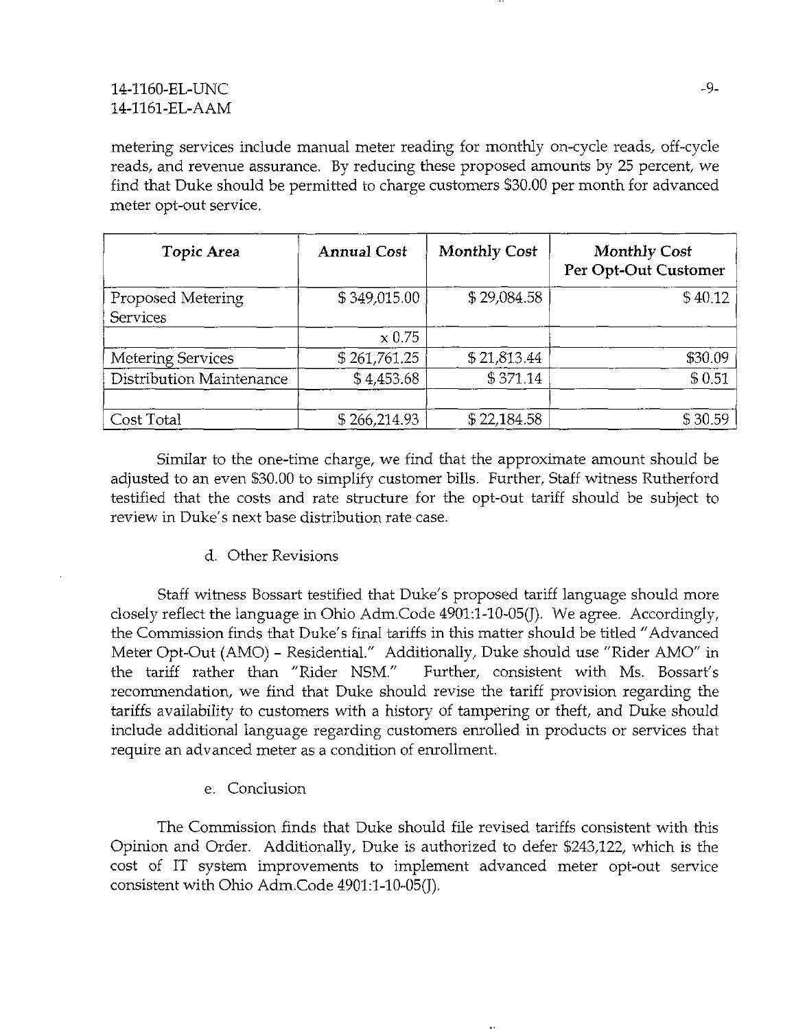metering services include manual meter reading for monthly on-cycle reads, off-cycle reads, and revenue assurance. By reducing these proposed amounts by 25 percent, we find that Duke should be permitted to charge customers $30.00 per month for advanced meter opt-out service.

| Topic Area | Annual Cost | Monthly Cost | Monthly Cost Per Opt-Out Customer |
|---|---|---|---|
| Proposed Metering Services | $ 349,015.00 | $ 29,084.58 | $ 40.12 |
| | x 0.75 | | |
| Metering Services | $ 261,761.25 | $ 21,813.44 | $30.09 |
| Distribution Maintenance | $ 4,453.68 | $ 371.14 | $ 0.51 |
| | | | |
| Cost Total | $ 266,214.93 | $ 22,184.58 | $ 30.59 |

Similar to the one-time charge, we find that the approximate amount should be adjusted to an even $30.00 to simplify customer bills. Further, Staff witness Rutherford testified that the costs and rate structure for the opt-out tariff should be subject to review in Duke's next base distribution rate case.

d. Other Revisions

Staff witness Bossart testified that Duke's proposed tariff language should more closely reflect the language in Ohio Adm.Code 4901:1-10-05(J). We agree. Accordingly, the Commission finds that Duke's final tariffs in this matter should be titled "Advanced Meter Opt-Out (AMO) - Residential." Additionally, Duke should use "Rider AMO" in the tariff rather than "Rider NSM." Further, consistent with Ms. Bossart's recommendation, we find that Duke should revise the tariff provision regarding the tariffs availability to customers with a history of tampering or theft, and Duke should include additional language regarding customers enrolled in products or services that require an advanced meter as a condition of enrollment.

e. Conclusion

The Commission finds that Duke should file revised tariffs consistent with this Opinion and Order. Additionally, Duke is authorized to defer $243,122, which is the cost of IT system improvements to implement advanced meter opt-out service consistent with Ohio Adm.Code 4901:1-10-05(J).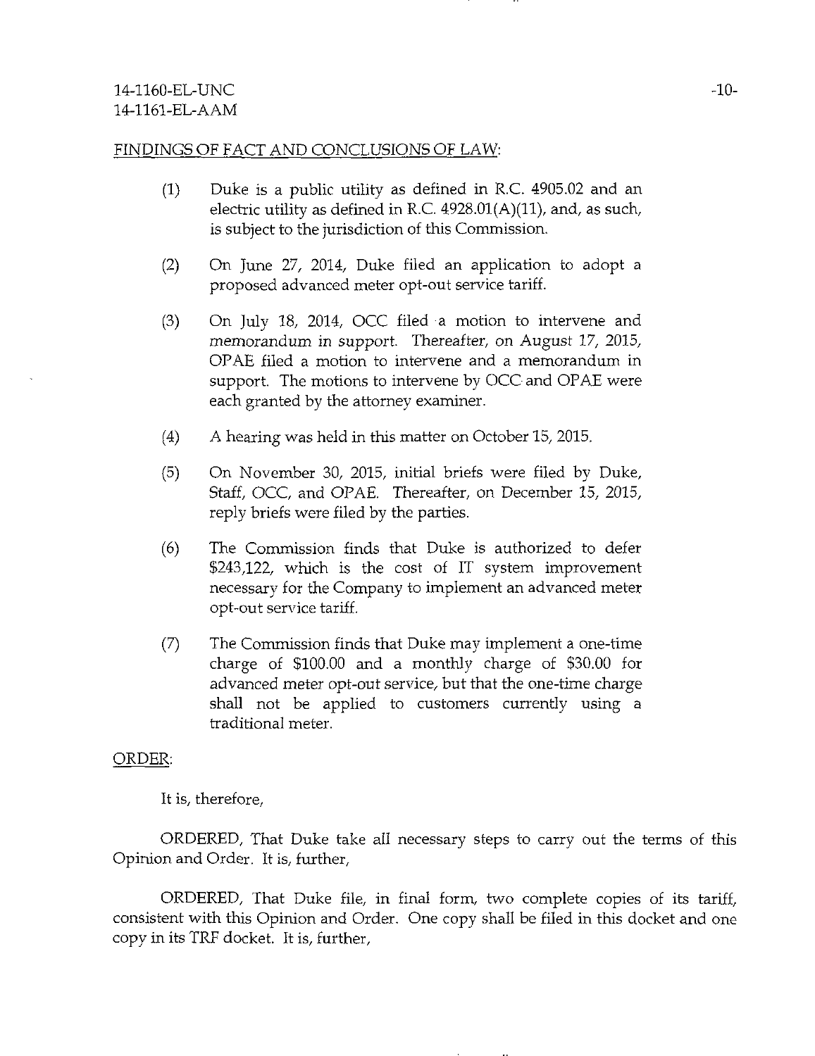FINDINGS OF FACT AND CONCLUSIONS OF LAW:

(1) Duke is a public utility as defined in R.C. 4905.02 and an electric utility as defined in R.C. 4928.01(A)(11), and, as such, is subject to the jurisdiction of this Commission.

(2) On June 27, 2014, Duke filed an application to adopt a proposed advanced meter opt-out service tariff.

(3) On July 18, 2014, OCC filed a motion to intervene and memorandum in support. Thereafter, on August 17, 2015, OPAE filed a motion to intervene and a memorandum in support. The motions to intervene by OCC and OPAE were each granted by the attorney examiner.

(4) A hearing was held in this matter on October 15, 2015.

(5) On November 30, 2015, initial briefs were filed by Duke, Staff, OCC, and OPAE. Thereafter, on December 15, 2015, reply briefs were filed by the parties.

(6) The Commission finds that Duke is authorized to defer $243,122, which is the cost of IT system improvement necessary for the Company to implement an advanced meter opt-out service tariff.

(7) The Commission finds that Duke may implement a one-time charge of $100.00 and a monthly charge of $30.00 for advanced meter opt-out service, but that the one-time charge shall not be applied to customers currently using a traditional meter.

ORDER:

It is, therefore,

ORDERED, That Duke take all necessary steps to carry out the terms of this Opinion and Order. It is, further,

ORDERED, That Duke file, in final form, two complete copies of its tariff, consistent with this Opinion and Order. One copy shall be filed in this docket and one copy in its TRF docket. It is, further,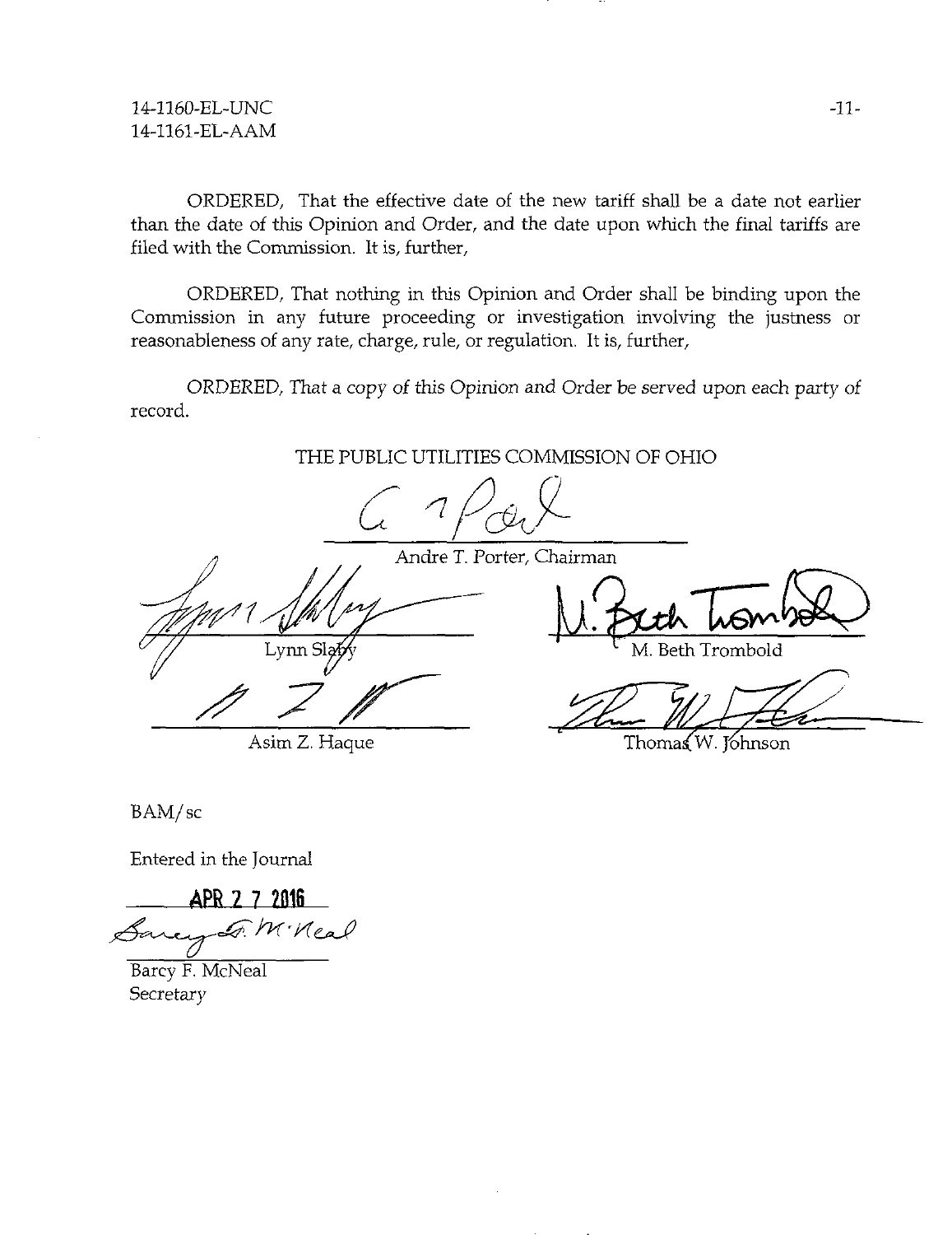14-1160-EL-UNC
14-1161-EL-AAM

ORDERED, That the effective date of the new tariff shall be a date not earlier than the date of this Opinion and Order, and the date upon which the final tariffs are filed with the Commission. It is, further,

ORDERED, That nothing in this Opinion and Order shall be binding upon the Commission in any future proceeding or investigation involving the justness or reasonableness of any rate, charge, rule, or regulation. It is, further,

ORDERED, That a copy of this Opinion and Order be served upon each party of record.

THE PUBLIC UTILITIES COMMISSION OF OHIO

Andre T. Porter, Chairman

Lynn Slaby

M. Beth Trombold

Asim Z. Haque

Thomas W. Johnson

BAM/sc

Entered in the Journal

APR 2 7 2016

Barcy F. McNeal
Secretary